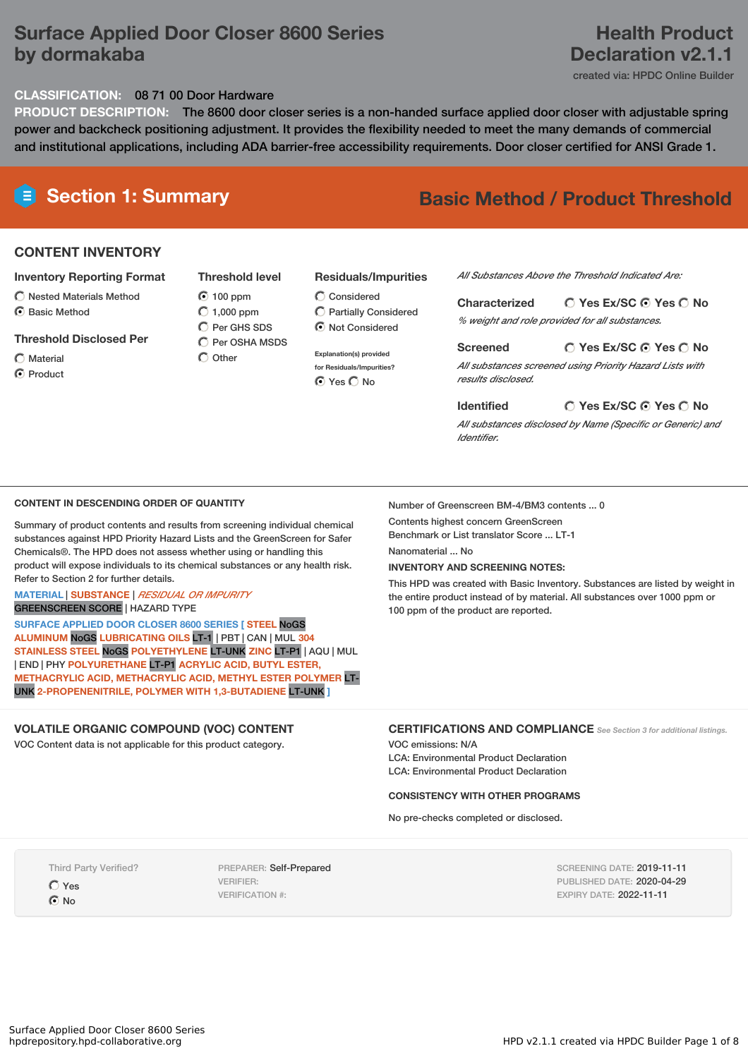# Surface Applied Door Closer 8600 Series by dormakaba

# Health Product Declaration v2.1.1

created via: HPDC Online Builder

**CLASSIFICATION:** 08 71 00 Door Hardware

**PRODUCT DESCRIPTION:** The 8600 door closer series is a non-handed surface applied door closer with adjustable spring power and backcheck positioning adjustment. It provides the flexibility needed to meet the many demands of commercial and institutional applications, including ADA barrier-free accessibility requirements. Door closer certified for ANSI Grade 1.

## Section 1: Summary

**Basic Method / Product Threshold**

### CONTENT INVENTORY

**Inventory Reporting Format**
- ○ Nested Materials Method
- ◉ Basic Method

**Threshold Disclosed Per**
- ○ Material
- ◉ Product

**Threshold level**
- ◉ 100 ppm
- ○ 1,000 ppm
- ○ Per GHS SDS
- ○ Per OSHA MSDS
- ○ Other

**Residuals/Impurities**
- ○ Considered
- ○ Partially Considered
- ◉ Not Considered

Explanation(s) provided for Residuals/Impurities?
◉ Yes ○ No

*All Substances Above the Threshold Indicated Are:*

**Characterized** ○ Yes Ex/SC ◉ Yes ○ No
*% weight and role provided for all substances.*

**Screened** ○ Yes Ex/SC ◉ Yes ○ No
*All substances screened using Priority Hazard Lists with results disclosed.*

**Identified** ○ Yes Ex/SC ◉ Yes ○ No
*All substances disclosed by Name (Specific or Generic) and Identifier.*

### CONTENT IN DESCENDING ORDER OF QUANTITY

Summary of product contents and results from screening individual chemical substances against HPD Priority Hazard Lists and the GreenScreen for Safer Chemicals®. The HPD does not assess whether using or handling this product will expose individuals to its chemical substances or any health risk. Refer to Section 2 for further details.

MATERIAL | SUBSTANCE | *RESIDUAL OR IMPURITY*
GREENSCREEN SCORE | HAZARD TYPE

SURFACE APPLIED DOOR CLOSER 8600 SERIES [ STEEL NoGS ALUMINUM NoGS LUBRICATING OILS LT-1 | PBT | CAN | MUL 304 STAINLESS STEEL NoGS POLYETHYLENE LT-UNK ZINC LT-P1 | AQU | MUL | END | PHY POLYURETHANE LT-P1 ACRYLIC ACID, BUTYL ESTER, METHACRYLIC ACID, METHACRYLIC ACID, METHYL ESTER POLYMER LT-UNK 2-PROPENENITRILE, POLYMER WITH 1,3-BUTADIENE LT-UNK ]

Number of Greenscreen BM-4/BM3 contents ... 0

Contents highest concern GreenScreen Benchmark or List translator Score ... LT-1

Nanomaterial ... No

**INVENTORY AND SCREENING NOTES:**

This HPD was created with Basic Inventory. Substances are listed by weight in the entire product instead of by material. All substances over 1000 ppm or 100 ppm of the product are reported.

### VOLATILE ORGANIC COMPOUND (VOC) CONTENT

VOC Content data is not applicable for this product category.

### CERTIFICATIONS AND COMPLIANCE

*See Section 3 for additional listings.*

VOC emissions: N/A
LCA: Environmental Product Declaration
LCA: Environmental Product Declaration

**CONSISTENCY WITH OTHER PROGRAMS**

No pre-checks completed or disclosed.

Third Party Verified?
- ○ Yes
- ◉ No

PREPARER: Self-Prepared
VERIFIER:
VERIFICATION #:

SCREENING DATE: 2019-11-11
PUBLISHED DATE: 2020-04-29
EXPIRY DATE: 2022-11-11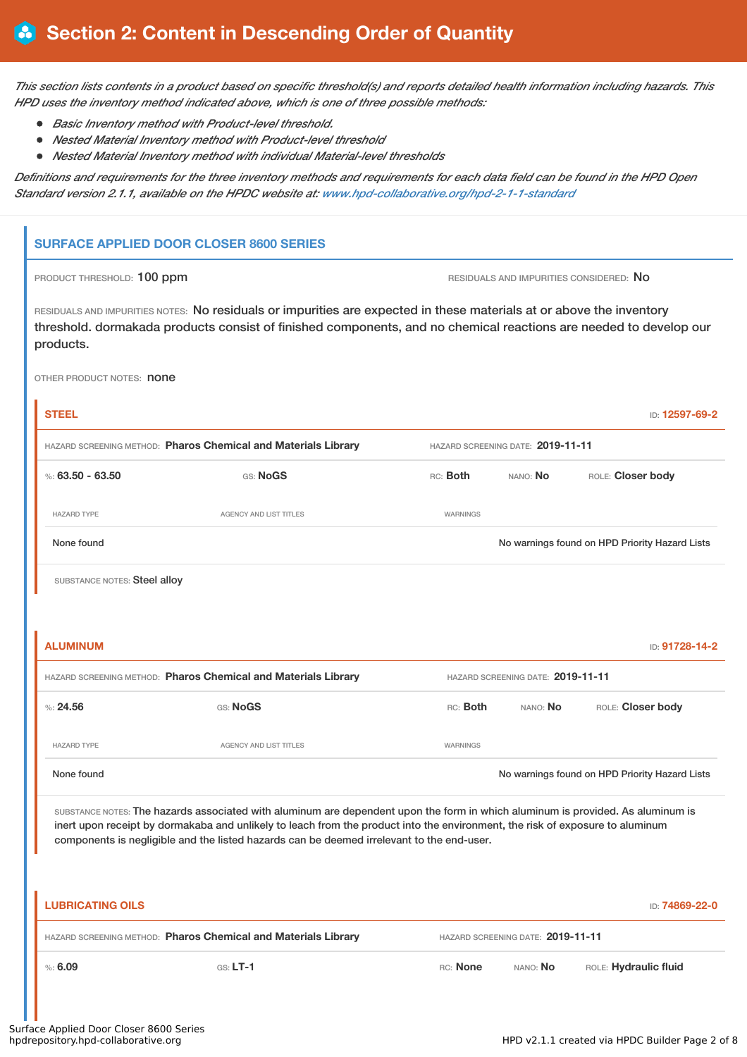# Section 2: Content in Descending Order of Quantity

*This section lists contents in a product based on specific threshold(s) and reports detailed health information including hazards. This HPD uses the inventory method indicated above, which is one of three possible methods:*

- *Basic Inventory method with Product-level threshold.*
- *Nested Material Inventory method with Product-level threshold*
- *Nested Material Inventory method with individual Material-level thresholds*

*Definitions and requirements for the three inventory methods and requirements for each data field can be found in the HPD Open Standard version 2.1.1, available on the HPDC website at: [www.hpd-collaborative.org/hpd-2-1-1-standard](www.hpd-collaborative.org/hpd-2-1-1-standard)*

## SURFACE APPLIED DOOR CLOSER 8600 SERIES

PRODUCT THRESHOLD: **100 ppm**

RESIDUALS AND IMPURITIES CONSIDERED: **No**

RESIDUALS AND IMPURITIES NOTES: No residuals or impurities are expected in these materials at or above the inventory threshold. dormakada products consist of finished components, and no chemical reactions are needed to develop our products.

OTHER PRODUCT NOTES: none

### STEEL

ID: 12597-69-2

HAZARD SCREENING METHOD: **Pharos Chemical and Materials Library**

HAZARD SCREENING DATE: **2019-11-11**

%: **63.50 - 63.50** GS: **NoGS** RC: **Both** NANO: **No** ROLE: **Closer body**

| HAZARD TYPE | AGENCY AND LIST TITLES | WARNINGS |
|---|---|---|
| None found | | No warnings found on HPD Priority Hazard Lists |

SUBSTANCE NOTES: Steel alloy

### ALUMINUM

ID: 91728-14-2

HAZARD SCREENING METHOD: **Pharos Chemical and Materials Library**

HAZARD SCREENING DATE: **2019-11-11**

%: **24.56** GS: **NoGS** RC: **Both** NANO: **No** ROLE: **Closer body**

| HAZARD TYPE | AGENCY AND LIST TITLES | WARNINGS |
|---|---|---|
| None found | | No warnings found on HPD Priority Hazard Lists |

SUBSTANCE NOTES: The hazards associated with aluminum are dependent upon the form in which aluminum is provided. As aluminum is inert upon receipt by dormakaba and unlikely to leach from the product into the environment, the risk of exposure to aluminum components is negligible and the listed hazards can be deemed irrelevant to the end-user.

### LUBRICATING OILS

ID: 74869-22-0

HAZARD SCREENING METHOD: **Pharos Chemical and Materials Library**

HAZARD SCREENING DATE: **2019-11-11**

%: **6.09** GS: **LT-1** RC: **None** NANO: **No** ROLE: **Hydraulic fluid**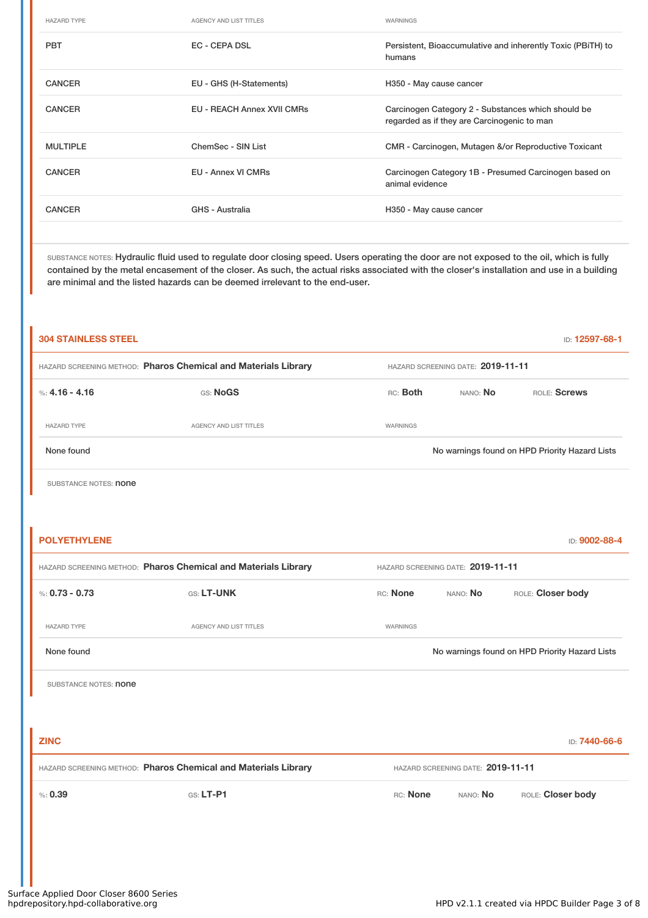| HAZARD TYPE | AGENCY AND LIST TITLES | WARNINGS |
|---|---|---|
| PBT | EC - CEPA DSL | Persistent, Bioaccumulative and inherently Toxic (PBiTH) to humans |
| CANCER | EU - GHS (H-Statements) | H350 - May cause cancer |
| CANCER | EU - REACH Annex XVII CMRs | Carcinogen Category 2 - Substances which should be regarded as if they are Carcinogenic to man |
| MULTIPLE | ChemSec - SIN List | CMR - Carcinogen, Mutagen &/or Reproductive Toxicant |
| CANCER | EU - Annex VI CMRs | Carcinogen Category 1B - Presumed Carcinogen based on animal evidence |
| CANCER | GHS - Australia | H350 - May cause cancer |

SUBSTANCE NOTES: Hydraulic fluid used to regulate door closing speed. Users operating the door are not exposed to the oil, which is fully contained by the metal encasement of the closer. As such, the actual risks associated with the closer's installation and use in a building are minimal and the listed hazards can be deemed irrelevant to the end-user.

## 304 STAINLESS STEEL

ID: **12597-68-1**

HAZARD SCREENING METHOD: **Pharos Chemical and Materials Library** HAZARD SCREENING DATE: **2019-11-11**

%: **4.16 - 4.16** GS: **NoGS** RC: **Both** NANO: **No** ROLE: **Screws**

| HAZARD TYPE | AGENCY AND LIST TITLES | WARNINGS |
|---|---|---|
| None found | | No warnings found on HPD Priority Hazard Lists |

SUBSTANCE NOTES: none

## POLYETHYLENE

ID: **9002-88-4**

HAZARD SCREENING METHOD: **Pharos Chemical and Materials Library** HAZARD SCREENING DATE: **2019-11-11**

%: **0.73 - 0.73** GS: **LT-UNK** RC: **None** NANO: **No** ROLE: **Closer body**

| HAZARD TYPE | AGENCY AND LIST TITLES | WARNINGS |
|---|---|---|
| None found | | No warnings found on HPD Priority Hazard Lists |

SUBSTANCE NOTES: none

## ZINC

ID: **7440-66-6**

HAZARD SCREENING METHOD: **Pharos Chemical and Materials Library** HAZARD SCREENING DATE: **2019-11-11**

%: **0.39** GS: **LT-P1** RC: **None** NANO: **No** ROLE: **Closer body**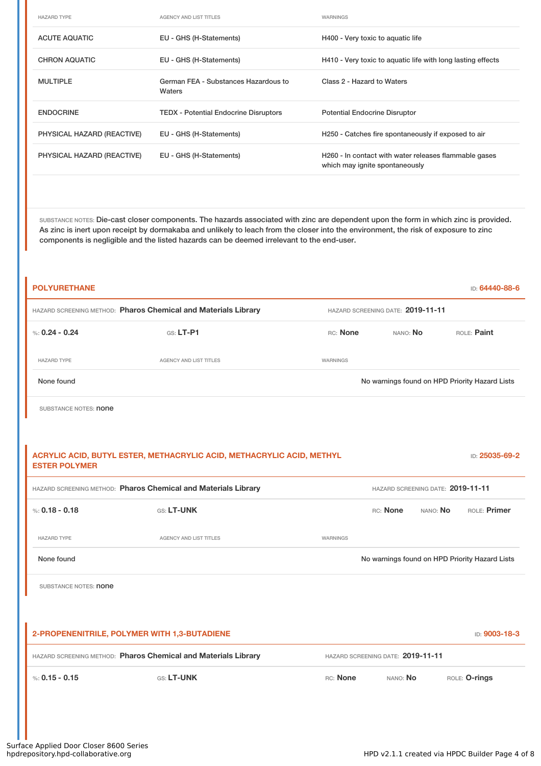| HAZARD TYPE | AGENCY AND LIST TITLES | WARNINGS |
|---|---|---|
| ACUTE AQUATIC | EU - GHS (H-Statements) | H400 - Very toxic to aquatic life |
| CHRON AQUATIC | EU - GHS (H-Statements) | H410 - Very toxic to aquatic life with long lasting effects |
| MULTIPLE | German FEA - Substances Hazardous to Waters | Class 2 - Hazard to Waters |
| ENDOCRINE | TEDX - Potential Endocrine Disruptors | Potential Endocrine Disruptor |
| PHYSICAL HAZARD (REACTIVE) | EU - GHS (H-Statements) | H250 - Catches fire spontaneously if exposed to air |
| PHYSICAL HAZARD (REACTIVE) | EU - GHS (H-Statements) | H260 - In contact with water releases flammable gases which may ignite spontaneously |

SUBSTANCE NOTES: Die-cast closer components. The hazards associated with zinc are dependent upon the form in which zinc is provided. As zinc is inert upon receipt by dormakaba and unlikely to leach from the closer into the environment, the risk of exposure to zinc components is negligible and the listed hazards can be deemed irrelevant to the end-user.

## POLYURETHANE

ID: **64440-88-6**

HAZARD SCREENING METHOD: **Pharos Chemical and Materials Library** HAZARD SCREENING DATE: **2019-11-11**

%: **0.24 - 0.24** GS: **LT-P1** RC: **None** NANO: **No** ROLE: **Paint**

| HAZARD TYPE | AGENCY AND LIST TITLES | WARNINGS |
|---|---|---|
| None found | | No warnings found on HPD Priority Hazard Lists |

SUBSTANCE NOTES: none

## ACRYLIC ACID, BUTYL ESTER, METHACRYLIC ACID, METHACRYLIC ACID, METHYL ESTER POLYMER

ID: **25035-69-2**

HAZARD SCREENING METHOD: **Pharos Chemical and Materials Library** HAZARD SCREENING DATE: **2019-11-11**

%: **0.18 - 0.18** GS: **LT-UNK** RC: **None** NANO: **No** ROLE: **Primer**

| HAZARD TYPE | AGENCY AND LIST TITLES | WARNINGS |
|---|---|---|
| None found | | No warnings found on HPD Priority Hazard Lists |

SUBSTANCE NOTES: none

## 2-PROPENENITRILE, POLYMER WITH 1,3-BUTADIENE

ID: **9003-18-3**

HAZARD SCREENING METHOD: **Pharos Chemical and Materials Library** HAZARD SCREENING DATE: **2019-11-11**

%: **0.15 - 0.15** GS: **LT-UNK** RC: **None** NANO: **No** ROLE: **O-rings**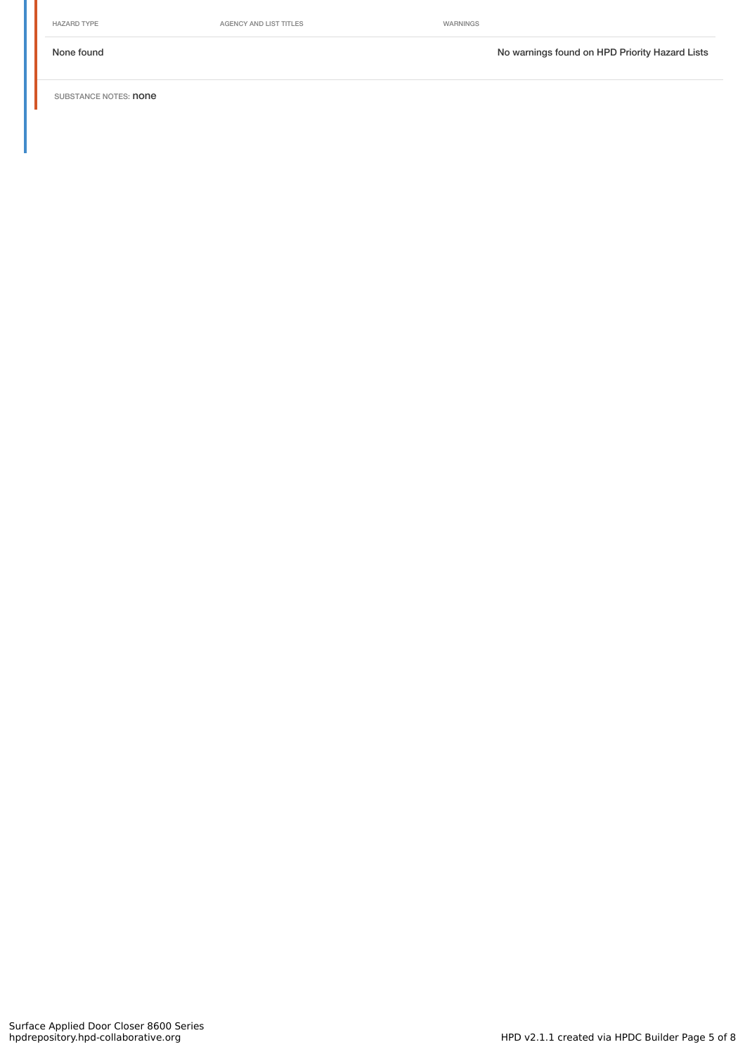| HAZARD TYPE | AGENCY AND LIST TITLES | WARNINGS |
| --- | --- | --- |
| None found | | No warnings found on HPD Priority Hazard Lists |

SUBSTANCE NOTES: **none**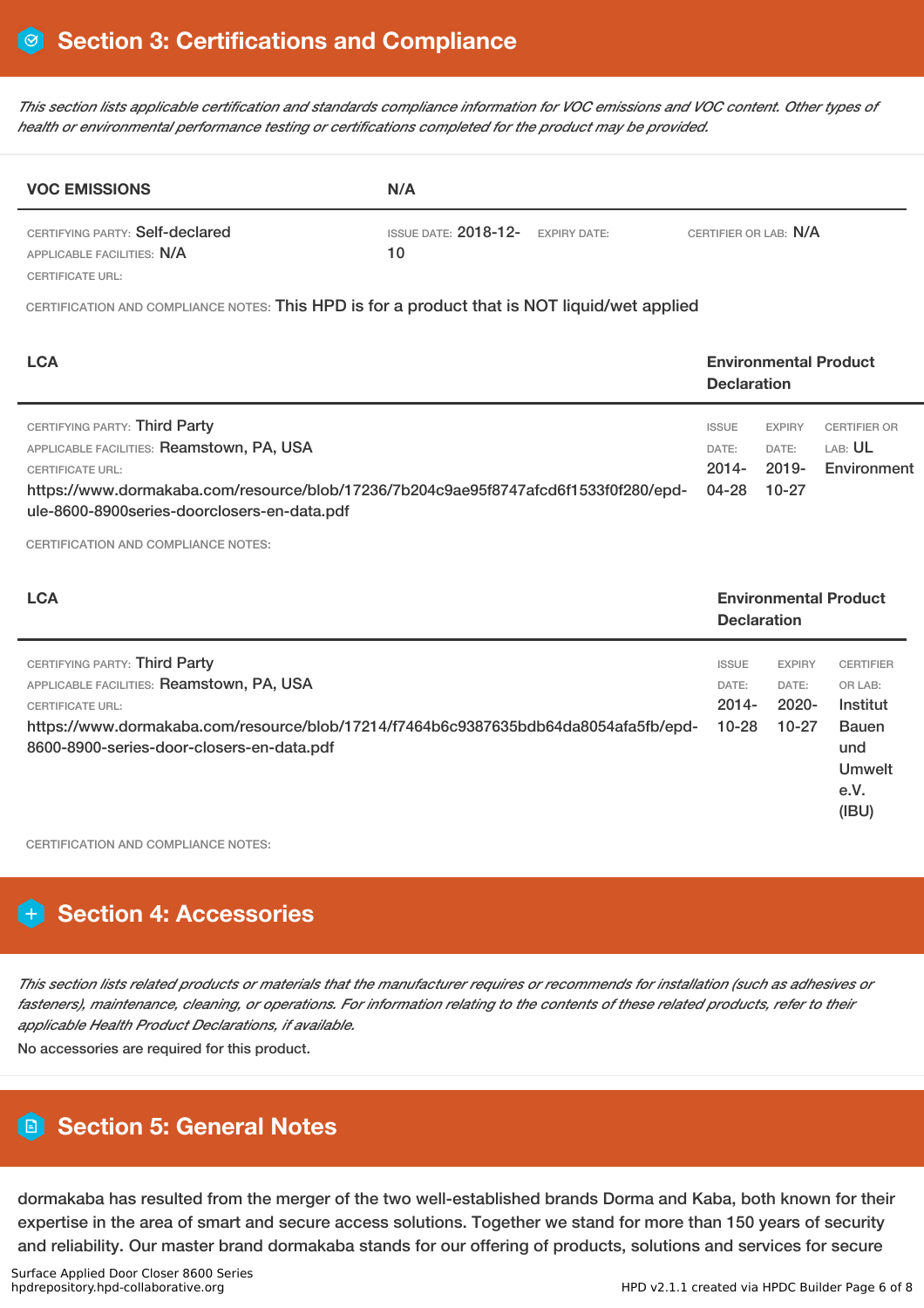# Section 3: Certifications and Compliance

*This section lists applicable certification and standards compliance information for VOC emissions and VOC content. Other types of health or environmental performance testing or certifications completed for the product may be provided.*

**VOC EMISSIONS** | **N/A**

CERTIFYING PARTY: Self-declared
APPLICABLE FACILITIES: N/A
CERTIFICATE URL:

ISSUE DATE: 2018-12-10
EXPIRY DATE:
CERTIFIER OR LAB: N/A

CERTIFICATION AND COMPLIANCE NOTES: This HPD is for a product that is NOT liquid/wet applied

**LCA** | **Environmental Product Declaration**

CERTIFYING PARTY: Third Party
APPLICABLE FACILITIES: Reamstown, PA, USA
CERTIFICATE URL:
https://www.dormakaba.com/resource/blob/17236/7b204c9ae95f8747afcd6f1533f0f280/epd-ule-8600-8900series-doorclosers-en-data.pdf

ISSUE DATE: 2014-04-28
EXPIRY DATE: 2019-10-27
CERTIFIER OR LAB: UL Environment

CERTIFICATION AND COMPLIANCE NOTES:

**LCA** | **Environmental Product Declaration**

CERTIFYING PARTY: Third Party
APPLICABLE FACILITIES: Reamstown, PA, USA
CERTIFICATE URL:
https://www.dormakaba.com/resource/blob/17214/f7464b6c9387635bdb64da8054afa5fb/epd-8600-8900-series-door-closers-en-data.pdf

ISSUE DATE: 2014-10-28
EXPIRY DATE: 2020-10-27
CERTIFIER OR LAB: Institut Bauen und Umwelt e.V. (IBU)

CERTIFICATION AND COMPLIANCE NOTES:

# Section 4: Accessories

*This section lists related products or materials that the manufacturer requires or recommends for installation (such as adhesives or fasteners), maintenance, cleaning, or operations. For information relating to the contents of these related products, refer to their applicable Health Product Declarations, if available.*

No accessories are required for this product.

# Section 5: General Notes

dormakaba has resulted from the merger of the two well-established brands Dorma and Kaba, both known for their expertise in the area of smart and secure access solutions. Together we stand for more than 150 years of security and reliability. Our master brand dormakaba stands for our offering of products, solutions and services for secure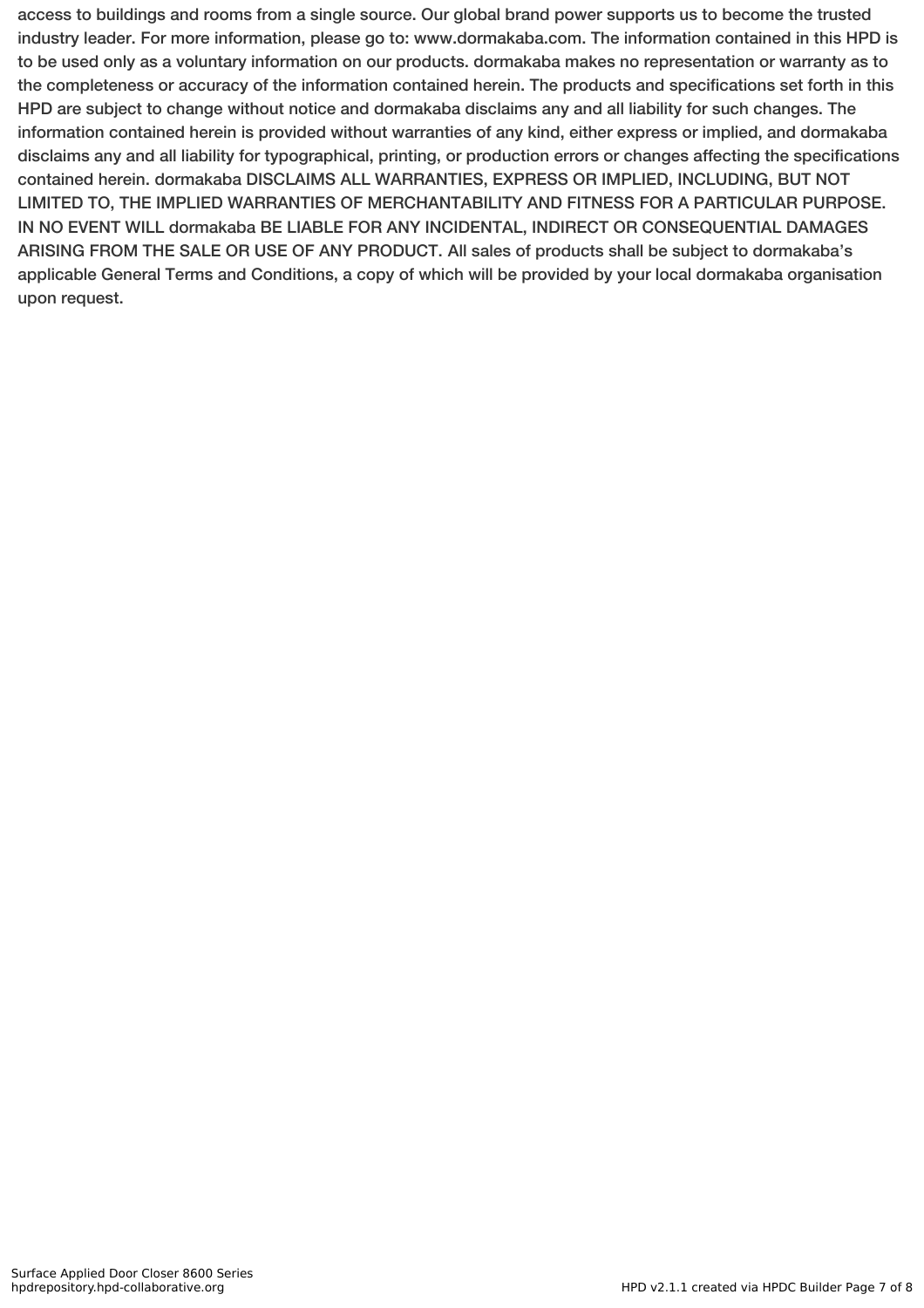access to buildings and rooms from a single source. Our global brand power supports us to become the trusted industry leader. For more information, please go to: www.dormakaba.com. The information contained in this HPD is to be used only as a voluntary information on our products. dormakaba makes no representation or warranty as to the completeness or accuracy of the information contained herein. The products and specifications set forth in this HPD are subject to change without notice and dormakaba disclaims any and all liability for such changes. The information contained herein is provided without warranties of any kind, either express or implied, and dormakaba disclaims any and all liability for typographical, printing, or production errors or changes affecting the specifications contained herein. dormakaba DISCLAIMS ALL WARRANTIES, EXPRESS OR IMPLIED, INCLUDING, BUT NOT LIMITED TO, THE IMPLIED WARRANTIES OF MERCHANTABILITY AND FITNESS FOR A PARTICULAR PURPOSE. IN NO EVENT WILL dormakaba BE LIABLE FOR ANY INCIDENTAL, INDIRECT OR CONSEQUENTIAL DAMAGES ARISING FROM THE SALE OR USE OF ANY PRODUCT. All sales of products shall be subject to dormakaba's applicable General Terms and Conditions, a copy of which will be provided by your local dormakaba organisation upon request.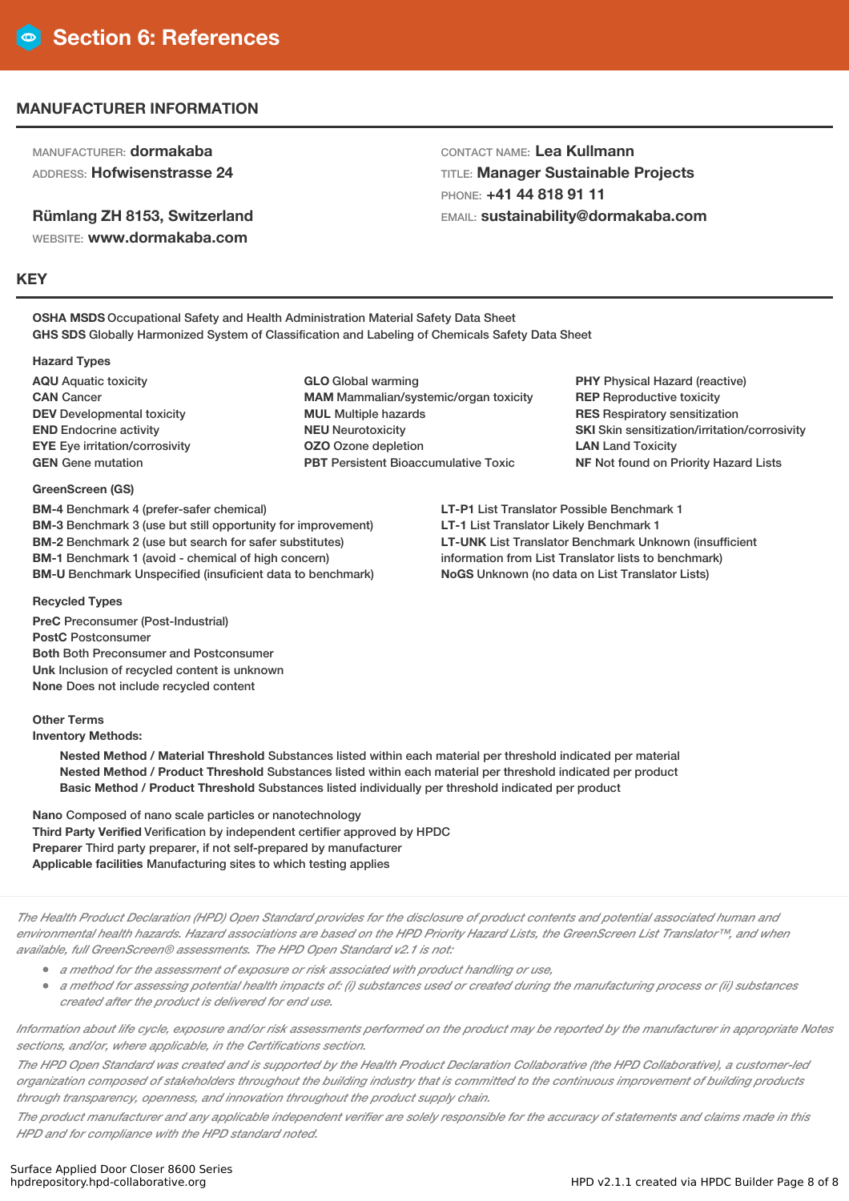# Section 6: References

## MANUFACTURER INFORMATION

MANUFACTURER: **dormakaba**
ADDRESS: **Hofwisenstrasse 24**

**Rümlang ZH 8153, Switzerland**
WEBSITE: **www.dormakaba.com**

CONTACT NAME: **Lea Kullmann**
TITLE: **Manager Sustainable Projects**
PHONE: **+41 44 818 91 11**
EMAIL: **sustainability@dormakaba.com**

## KEY

**OSHA MSDS** Occupational Safety and Health Administration Material Safety Data Sheet
**GHS SDS** Globally Harmonized System of Classification and Labeling of Chemicals Safety Data Sheet

**Hazard Types**

**AQU** Aquatic toxicity
**CAN** Cancer
**DEV** Developmental toxicity
**END** Endocrine activity
**EYE** Eye irritation/corrosivity
**GEN** Gene mutation
**GLO** Global warming
**MAM** Mammalian/systemic/organ toxicity
**MUL** Multiple hazards
**NEU** Neurotoxicity
**OZO** Ozone depletion
**PBT** Persistent Bioaccumulative Toxic
**PHY** Physical Hazard (reactive)
**REP** Reproductive toxicity
**RES** Respiratory sensitization
**SKI** Skin sensitization/irritation/corrosivity
**LAN** Land Toxicity
**NF** Not found on Priority Hazard Lists

**GreenScreen (GS)**

**BM-4** Benchmark 4 (prefer-safer chemical)
**BM-3** Benchmark 3 (use but still opportunity for improvement)
**BM-2** Benchmark 2 (use but search for safer substitutes)
**BM-1** Benchmark 1 (avoid - chemical of high concern)
**BM-U** Benchmark Unspecified (insuficient data to benchmark)
**LT-P1** List Translator Possible Benchmark 1
**LT-1** List Translator Likely Benchmark 1
**LT-UNK** List Translator Benchmark Unknown (insufficient information from List Translator lists to benchmark)
**NoGS** Unknown (no data on List Translator Lists)

**Recycled Types**

**PreC** Preconsumer (Post-Industrial)
**PostC** Postconsumer
**Both** Both Preconsumer and Postconsumer
**Unk** Inclusion of recycled content is unknown
**None** Does not include recycled content

**Other Terms**
**Inventory Methods:**

**Nested Method / Material Threshold** Substances listed within each material per threshold indicated per material
**Nested Method / Product Threshold** Substances listed within each material per threshold indicated per product
**Basic Method / Product Threshold** Substances listed individually per threshold indicated per product

**Nano** Composed of nano scale particles or nanotechnology
**Third Party Verified** Verification by independent certifier approved by HPDC
**Preparer** Third party preparer, if not self-prepared by manufacturer
**Applicable facilities** Manufacturing sites to which testing applies

*The Health Product Declaration (HPD) Open Standard provides for the disclosure of product contents and potential associated human and environmental health hazards. Hazard associations are based on the HPD Priority Hazard Lists, the GreenScreen List Translator™, and when available, full GreenScreen® assessments. The HPD Open Standard v2.1 is not:*

- *a method for the assessment of exposure or risk associated with product handling or use,*
- *a method for assessing potential health impacts of: (i) substances used or created during the manufacturing process or (ii) substances created after the product is delivered for end use.*

*Information about life cycle, exposure and/or risk assessments performed on the product may be reported by the manufacturer in appropriate Notes sections, and/or, where applicable, in the Certifications section.*

*The HPD Open Standard was created and is supported by the Health Product Declaration Collaborative (the HPD Collaborative), a customer-led organization composed of stakeholders throughout the building industry that is committed to the continuous improvement of building products through transparency, openness, and innovation throughout the product supply chain.*

*The product manufacturer and any applicable independent verifier are solely responsible for the accuracy of statements and claims made in this HPD and for compliance with the HPD standard noted.*